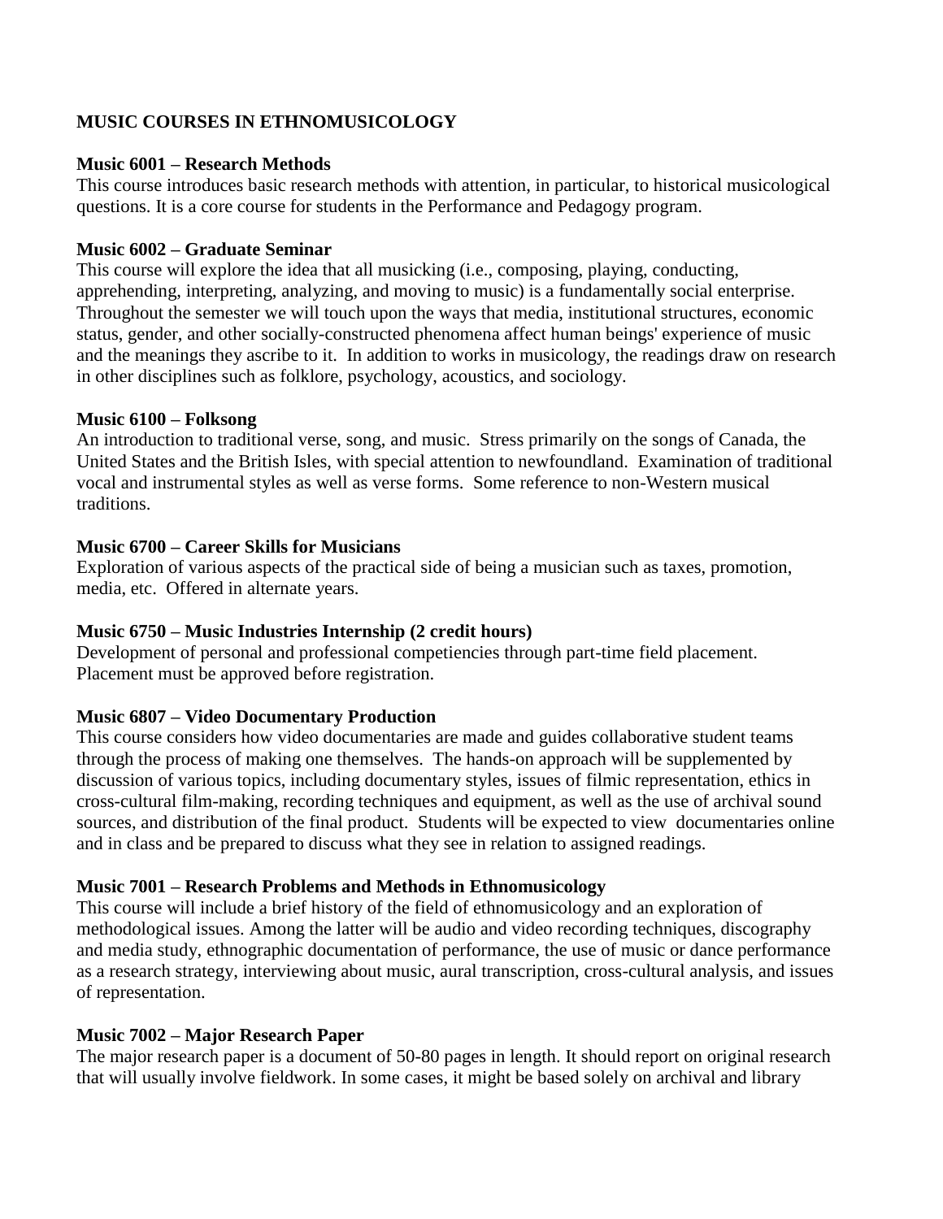**MUSIC COURSES IN ETHNOMUSICOLOGY**

**Music 6001 – Research Methods**
This course introduces basic research methods with attention, in particular, to historical musicological questions. It is a core course for students in the Performance and Pedagogy program.

**Music 6002 – Graduate Seminar**
This course will explore the idea that all musicking (i.e., composing, playing, conducting, apprehending, interpreting, analyzing, and moving to music) is a fundamentally social enterprise. Throughout the semester we will touch upon the ways that media, institutional structures, economic status, gender, and other socially-constructed phenomena affect human beings' experience of music and the meanings they ascribe to it. In addition to works in musicology, the readings draw on research in other disciplines such as folklore, psychology, acoustics, and sociology.

**Music 6100 – Folksong**
An introduction to traditional verse, song, and music. Stress primarily on the songs of Canada, the United States and the British Isles, with special attention to newfoundland. Examination of traditional vocal and instrumental styles as well as verse forms. Some reference to non-Western musical traditions.

**Music 6700 – Career Skills for Musicians**
Exploration of various aspects of the practical side of being a musician such as taxes, promotion, media, etc. Offered in alternate years.

**Music 6750 – Music Industries Internship (2 credit hours)**
Development of personal and professional competiencies through part-time field placement. Placement must be approved before registration.

**Music 6807 – Video Documentary Production**
This course considers how video documentaries are made and guides collaborative student teams through the process of making one themselves. The hands-on approach will be supplemented by discussion of various topics, including documentary styles, issues of filmic representation, ethics in cross-cultural film-making, recording techniques and equipment, as well as the use of archival sound sources, and distribution of the final product. Students will be expected to view documentaries online and in class and be prepared to discuss what they see in relation to assigned readings.

**Music 7001 – Research Problems and Methods in Ethnomusicology**
This course will include a brief history of the field of ethnomusicology and an exploration of methodological issues. Among the latter will be audio and video recording techniques, discography and media study, ethnographic documentation of performance, the use of music or dance performance as a research strategy, interviewing about music, aural transcription, cross-cultural analysis, and issues of representation.

**Music 7002 – Major Research Paper**
The major research paper is a document of 50-80 pages in length. It should report on original research that will usually involve fieldwork. In some cases, it might be based solely on archival and library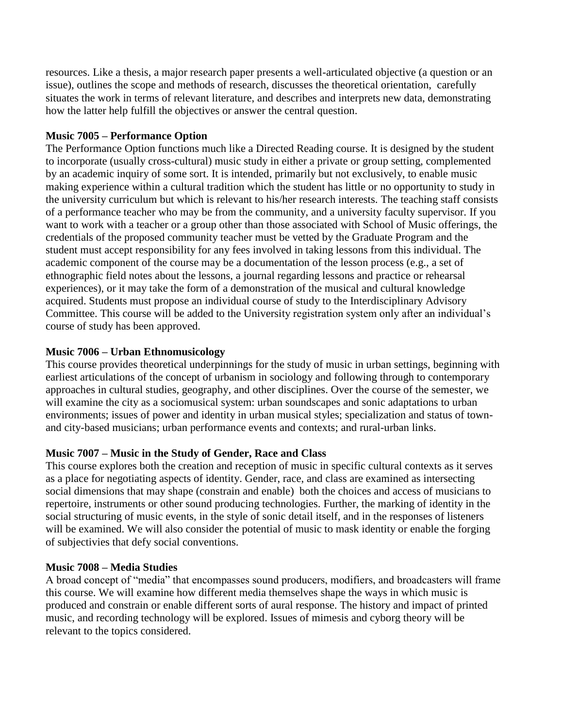resources. Like a thesis, a major research paper presents a well-articulated objective (a question or an issue), outlines the scope and methods of research, discusses the theoretical orientation, carefully situates the work in terms of relevant literature, and describes and interprets new data, demonstrating how the latter help fulfill the objectives or answer the central question.

**Music 7005 – Performance Option**

The Performance Option functions much like a Directed Reading course. It is designed by the student to incorporate (usually cross-cultural) music study in either a private or group setting, complemented by an academic inquiry of some sort. It is intended, primarily but not exclusively, to enable music making experience within a cultural tradition which the student has little or no opportunity to study in the university curriculum but which is relevant to his/her research interests. The teaching staff consists of a performance teacher who may be from the community, and a university faculty supervisor. If you want to work with a teacher or a group other than those associated with School of Music offerings, the credentials of the proposed community teacher must be vetted by the Graduate Program and the student must accept responsibility for any fees involved in taking lessons from this individual. The academic component of the course may be a documentation of the lesson process (e.g., a set of ethnographic field notes about the lessons, a journal regarding lessons and practice or rehearsal experiences), or it may take the form of a demonstration of the musical and cultural knowledge acquired. Students must propose an individual course of study to the Interdisciplinary Advisory Committee. This course will be added to the University registration system only after an individual's course of study has been approved.

**Music 7006 – Urban Ethnomusicology**

This course provides theoretical underpinnings for the study of music in urban settings, beginning with earliest articulations of the concept of urbanism in sociology and following through to contemporary approaches in cultural studies, geography, and other disciplines. Over the course of the semester, we will examine the city as a sociomusical system: urban soundscapes and sonic adaptations to urban environments; issues of power and identity in urban musical styles; specialization and status of town-and city-based musicians; urban performance events and contexts; and rural-urban links.

**Music 7007 – Music in the Study of Gender, Race and Class**

This course explores both the creation and reception of music in specific cultural contexts as it serves as a place for negotiating aspects of identity. Gender, race, and class are examined as intersecting social dimensions that may shape (constrain and enable) both the choices and access of musicians to repertoire, instruments or other sound producing technologies. Further, the marking of identity in the social structuring of music events, in the style of sonic detail itself, and in the responses of listeners will be examined. We will also consider the potential of music to mask identity or enable the forging of subjectivies that defy social conventions.

**Music 7008 – Media Studies**

A broad concept of "media" that encompasses sound producers, modifiers, and broadcasters will frame this course. We will examine how different media themselves shape the ways in which music is produced and constrain or enable different sorts of aural response. The history and impact of printed music, and recording technology will be explored. Issues of mimesis and cyborg theory will be relevant to the topics considered.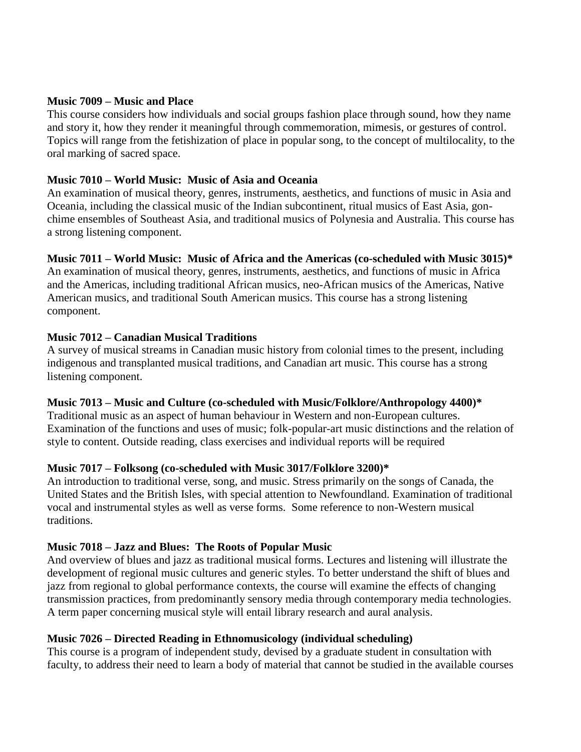**Music 7009 – Music and Place**

This course considers how individuals and social groups fashion place through sound, how they name and story it, how they render it meaningful through commemoration, mimesis, or gestures of control. Topics will range from the fetishization of place in popular song, to the concept of multilocality, to the oral marking of sacred space.

**Music 7010 – World Music: Music of Asia and Oceania**

An examination of musical theory, genres, instruments, aesthetics, and functions of music in Asia and Oceania, including the classical music of the Indian subcontinent, ritual musics of East Asia, gon-chime ensembles of Southeast Asia, and traditional musics of Polynesia and Australia. This course has a strong listening component.

**Music 7011 – World Music: Music of Africa and the Americas (co-scheduled with Music 3015)***

An examination of musical theory, genres, instruments, aesthetics, and functions of music in Africa and the Americas, including traditional African musics, neo-African musics of the Americas, Native American musics, and traditional South American musics. This course has a strong listening component.

**Music 7012 – Canadian Musical Traditions**

A survey of musical streams in Canadian music history from colonial times to the present, including indigenous and transplanted musical traditions, and Canadian art music. This course has a strong listening component.

**Music 7013 – Music and Culture (co-scheduled with Music/Folklore/Anthropology 4400)***

Traditional music as an aspect of human behaviour in Western and non-European cultures. Examination of the functions and uses of music; folk-popular-art music distinctions and the relation of style to content. Outside reading, class exercises and individual reports will be required

**Music 7017 – Folksong (co-scheduled with Music 3017/Folklore 3200)***

An introduction to traditional verse, song, and music. Stress primarily on the songs of Canada, the United States and the British Isles, with special attention to Newfoundland. Examination of traditional vocal and instrumental styles as well as verse forms. Some reference to non-Western musical traditions.

**Music 7018 – Jazz and Blues: The Roots of Popular Music**

And overview of blues and jazz as traditional musical forms. Lectures and listening will illustrate the development of regional music cultures and generic styles. To better understand the shift of blues and jazz from regional to global performance contexts, the course will examine the effects of changing transmission practices, from predominantly sensory media through contemporary media technologies. A term paper concerning musical style will entail library research and aural analysis.

**Music 7026 – Directed Reading in Ethnomusicology (individual scheduling)**

This course is a program of independent study, devised by a graduate student in consultation with faculty, to address their need to learn a body of material that cannot be studied in the available courses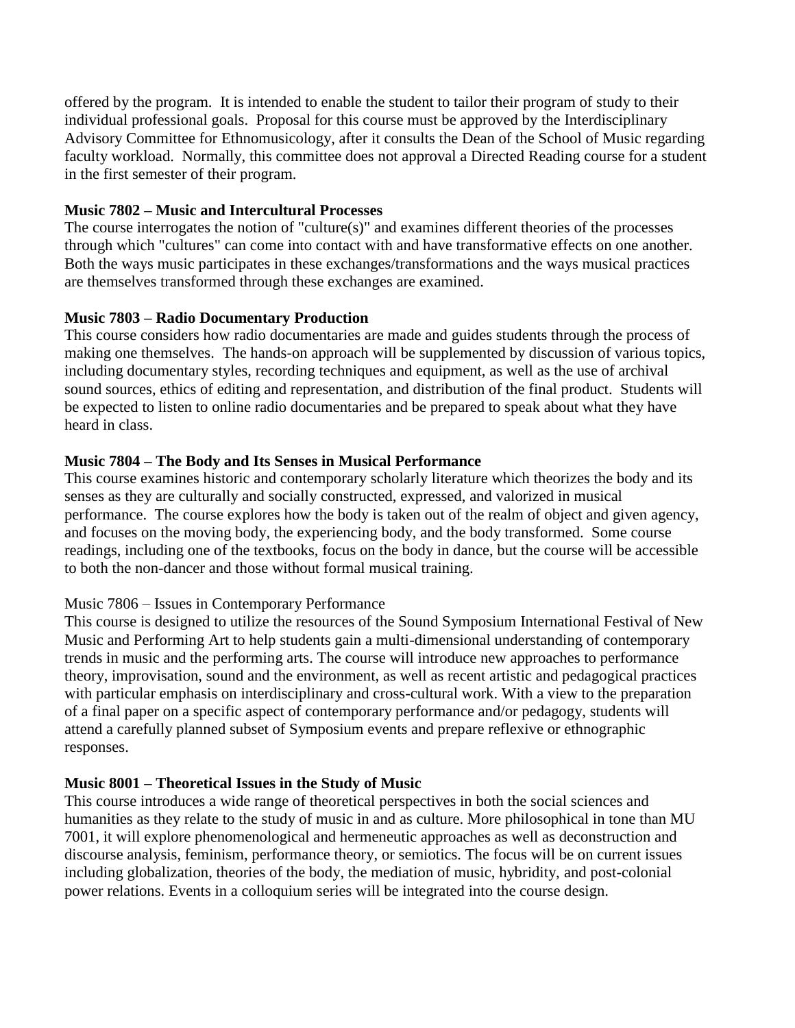offered by the program. It is intended to enable the student to tailor their program of study to their individual professional goals. Proposal for this course must be approved by the Interdisciplinary Advisory Committee for Ethnomusicology, after it consults the Dean of the School of Music regarding faculty workload. Normally, this committee does not approval a Directed Reading course for a student in the first semester of their program.

**Music 7802 – Music and Intercultural Processes**
The course interrogates the notion of "culture(s)" and examines different theories of the processes through which "cultures" can come into contact with and have transformative effects on one another. Both the ways music participates in these exchanges/transformations and the ways musical practices are themselves transformed through these exchanges are examined.

**Music 7803 – Radio Documentary Production**
This course considers how radio documentaries are made and guides students through the process of making one themselves. The hands-on approach will be supplemented by discussion of various topics, including documentary styles, recording techniques and equipment, as well as the use of archival sound sources, ethics of editing and representation, and distribution of the final product. Students will be expected to listen to online radio documentaries and be prepared to speak about what they have heard in class.

**Music 7804 – The Body and Its Senses in Musical Performance**
This course examines historic and contemporary scholarly literature which theorizes the body and its senses as they are culturally and socially constructed, expressed, and valorized in musical performance. The course explores how the body is taken out of the realm of object and given agency, and focuses on the moving body, the experiencing body, and the body transformed. Some course readings, including one of the textbooks, focus on the body in dance, but the course will be accessible to both the non-dancer and those without formal musical training.

Music 7806 – Issues in Contemporary Performance
This course is designed to utilize the resources of the Sound Symposium International Festival of New Music and Performing Art to help students gain a multi-dimensional understanding of contemporary trends in music and the performing arts. The course will introduce new approaches to performance theory, improvisation, sound and the environment, as well as recent artistic and pedagogical practices with particular emphasis on interdisciplinary and cross-cultural work. With a view to the preparation of a final paper on a specific aspect of contemporary performance and/or pedagogy, students will attend a carefully planned subset of Symposium events and prepare reflexive or ethnographic responses.

**Music 8001 – Theoretical Issues in the Study of Music**
This course introduces a wide range of theoretical perspectives in both the social sciences and humanities as they relate to the study of music in and as culture. More philosophical in tone than MU 7001, it will explore phenomenological and hermeneutic approaches as well as deconstruction and discourse analysis, feminism, performance theory, or semiotics. The focus will be on current issues including globalization, theories of the body, the mediation of music, hybridity, and post-colonial power relations. Events in a colloquium series will be integrated into the course design.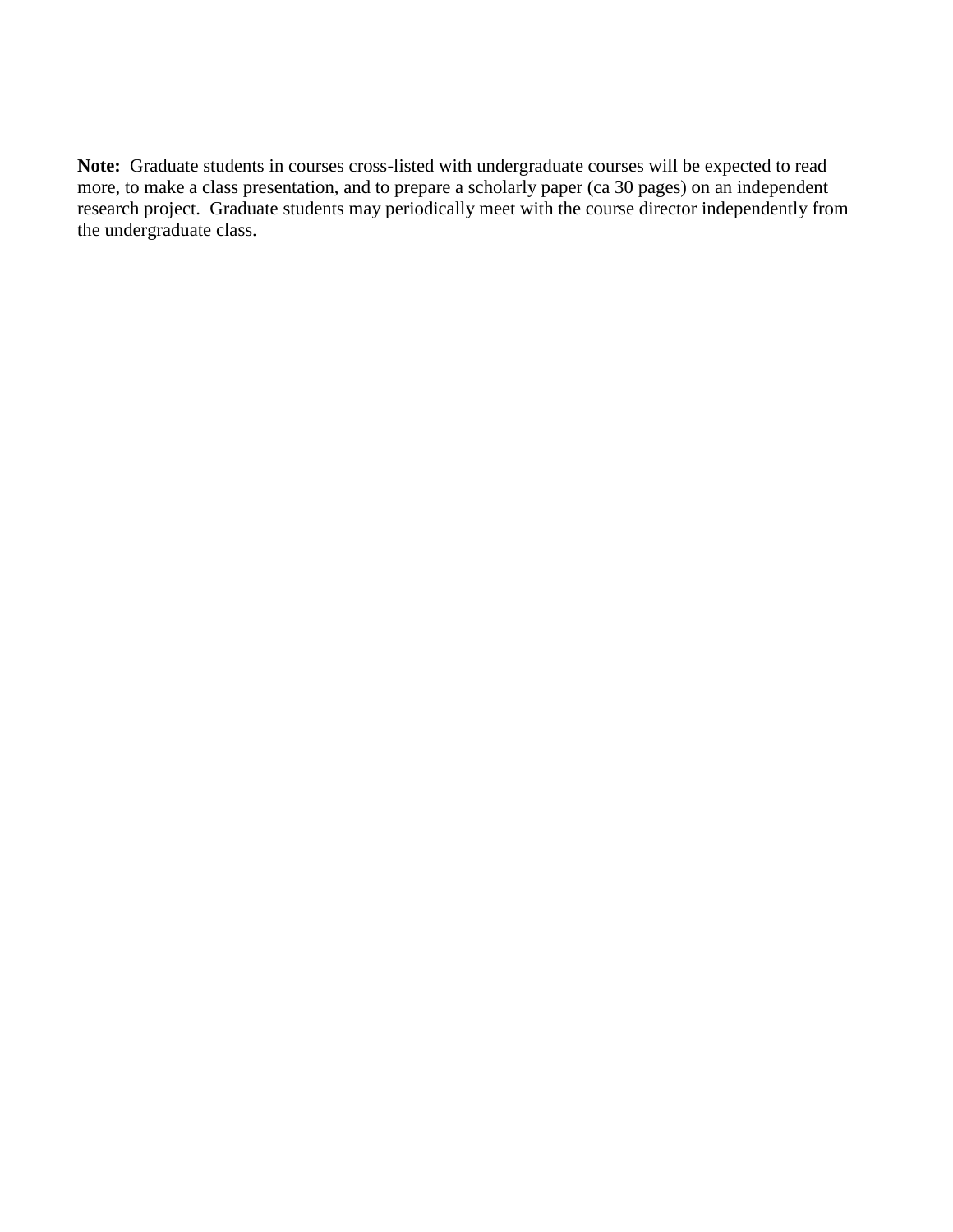**Note:** Graduate students in courses cross-listed with undergraduate courses will be expected to read more, to make a class presentation, and to prepare a scholarly paper (ca 30 pages) on an independent research project. Graduate students may periodically meet with the course director independently from the undergraduate class.